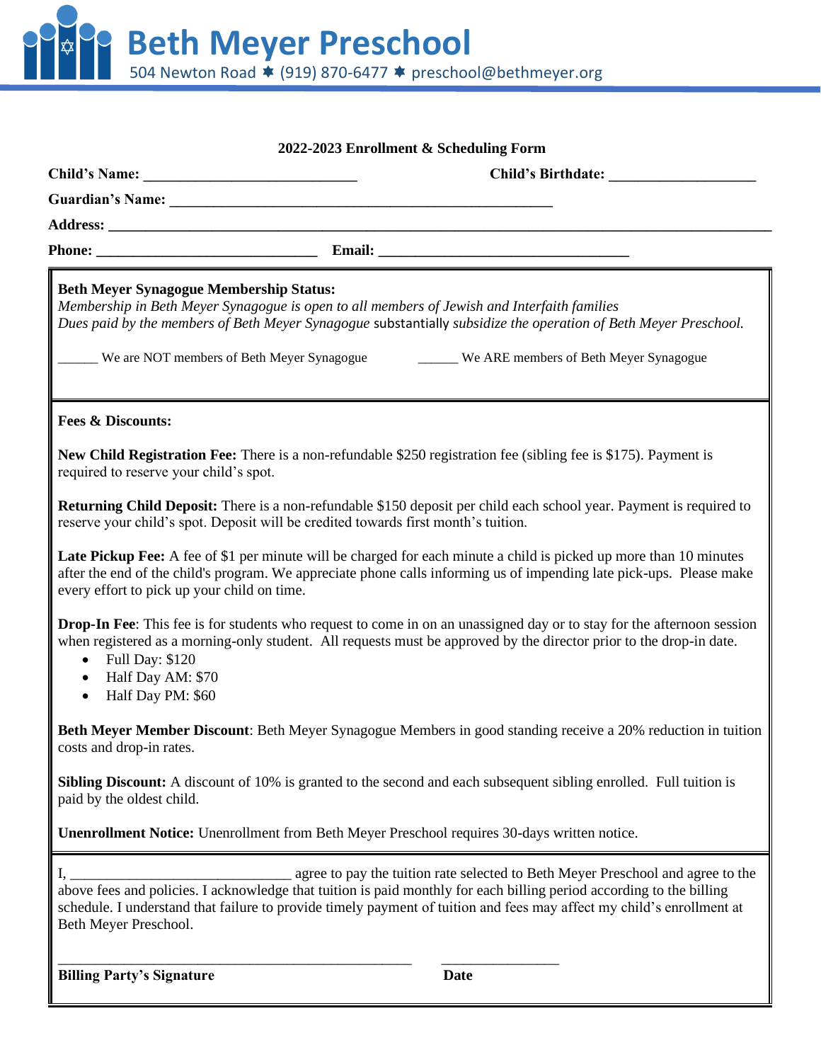# Beth Meyer Preschool

504 Newton Road ✸ (919) 870-6477 ✸ preschool@bethmeyer.org

## 2022-2023 Enrollment & Scheduling Form

**Child's Name:** ____________________________ **Child's Birthdate:** ____________________

**Guardian's Name:** ____________________________________________________

**Address:** ____________________________________________________________________________________

**Phone:** ______________________________ **Email:** __________________________________

**Beth Meyer Synagogue Membership Status:**

*Membership in Beth Meyer Synagogue is open to all members of Jewish and Interfaith families*

*Dues paid by the members of Beth Meyer Synagogue* substantially *subsidize the operation of Beth Meyer Preschool.*

______ We are NOT members of Beth Meyer Synagogue ______ We ARE members of Beth Meyer Synagogue

**Fees & Discounts:**

**New Child Registration Fee:** There is a non-refundable $250 registration fee (sibling fee is $175). Payment is required to reserve your child's spot.

**Returning Child Deposit:** There is a non-refundable $150 deposit per child each school year. Payment is required to reserve your child's spot. Deposit will be credited towards first month's tuition.

**Late Pickup Fee:** A fee of $1 per minute will be charged for each minute a child is picked up more than 10 minutes after the end of the child's program. We appreciate phone calls informing us of impending late pick-ups. Please make every effort to pick up your child on time.

**Drop-In Fee**: This fee is for students who request to come in on an unassigned day or to stay for the afternoon session when registered as a morning-only student. All requests must be approved by the director prior to the drop-in date.

- Full Day: $120
- Half Day AM: $70
- Half Day PM: $60

**Beth Meyer Member Discount**: Beth Meyer Synagogue Members in good standing receive a 20% reduction in tuition costs and drop-in rates.

**Sibling Discount:** A discount of 10% is granted to the second and each subsequent sibling enrolled. Full tuition is paid by the oldest child.

**Unenrollment Notice:** Unenrollment from Beth Meyer Preschool requires 30-days written notice.

I, ______________________________ agree to pay the tuition rate selected to Beth Meyer Preschool and agree to the above fees and policies. I acknowledge that tuition is paid monthly for each billing period according to the billing schedule. I understand that failure to provide timely payment of tuition and fees may affect my child's enrollment at Beth Meyer Preschool.

__________________________________________________ ________________

**Billing Party's Signature** **Date**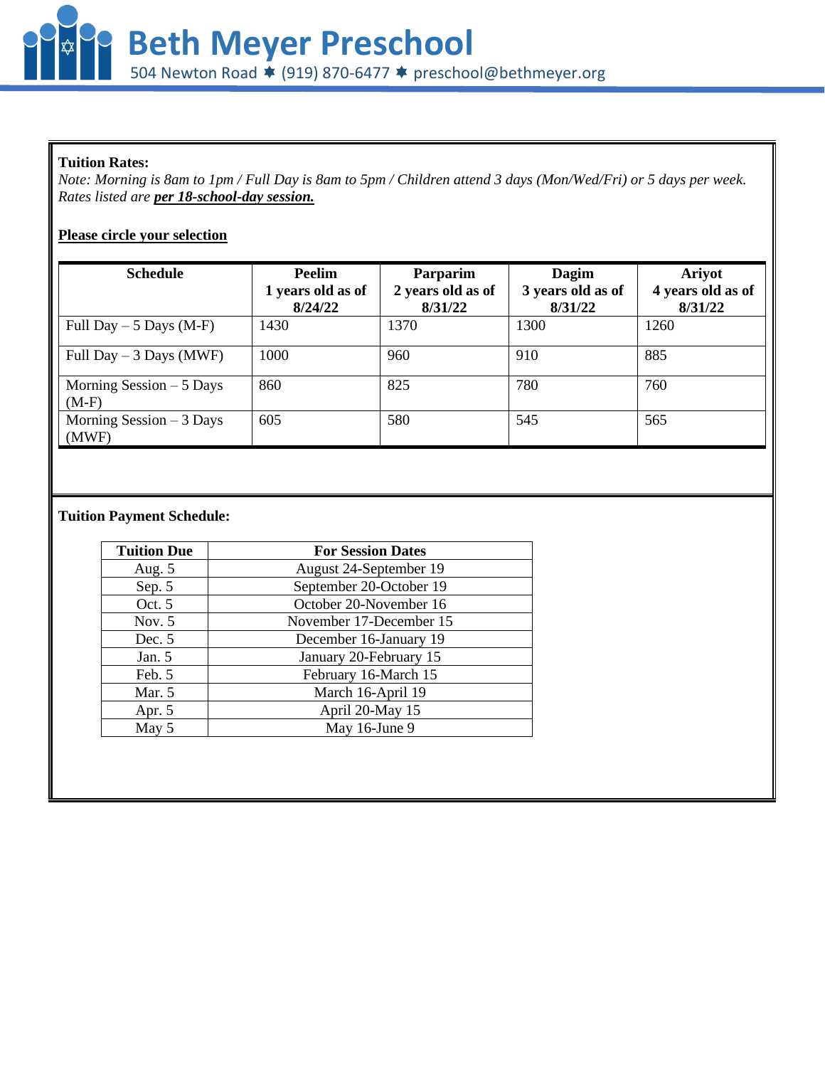# Beth Meyer Preschool

504 Newton Road ✸ (919) 870-6477 ✸ preschool@bethmeyer.org

**Tuition Rates:**

*Note: Morning is 8am to 1pm / Full Day is 8am to 5pm / Children attend 3 days (Mon/Wed/Fri) or 5 days per week. Rates listed are **per 18-school-day session.***

**Please circle your selection**

| Schedule | Peelim 1 years old as of 8/24/22 | Parparim 2 years old as of 8/31/22 | Dagim 3 years old as of 8/31/22 | Ariyot 4 years old as of 8/31/22 |
|---|---|---|---|---|
| Full Day – 5 Days (M-F) | 1430 | 1370 | 1300 | 1260 |
| Full Day – 3 Days (MWF) | 1000 | 960 | 910 | 885 |
| Morning Session – 5 Days (M-F) | 860 | 825 | 780 | 760 |
| Morning Session – 3 Days (MWF) | 605 | 580 | 545 | 565 |

**Tuition Payment Schedule:**

| Tuition Due | For Session Dates |
|---|---|
| Aug. 5 | August 24-September 19 |
| Sep. 5 | September 20-October 19 |
| Oct. 5 | October 20-November 16 |
| Nov. 5 | November 17-December 15 |
| Dec. 5 | December 16-January 19 |
| Jan. 5 | January 20-February 15 |
| Feb. 5 | February 16-March 15 |
| Mar. 5 | March 16-April 19 |
| Apr. 5 | April 20-May 15 |
| May 5 | May 16-June 9 |